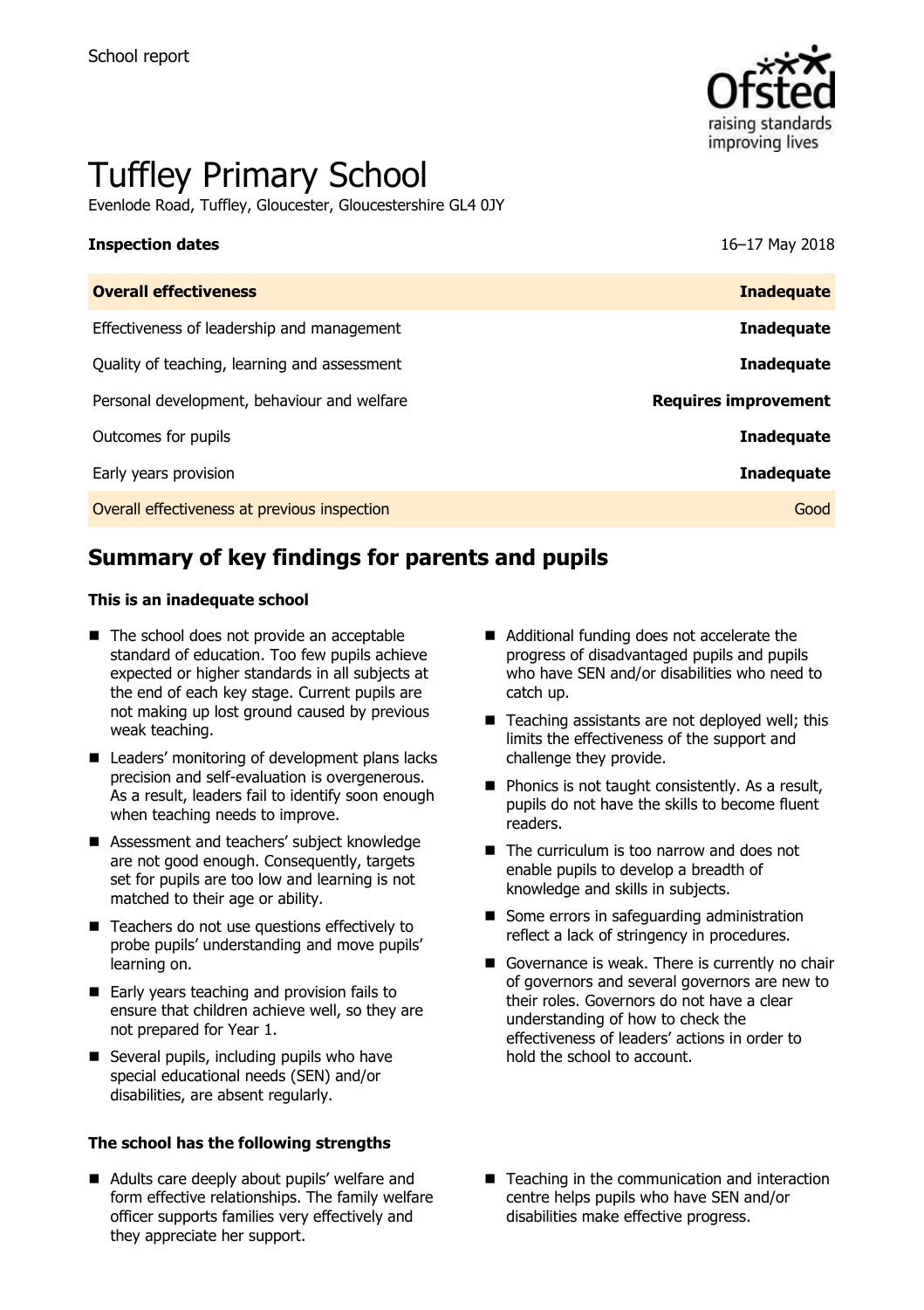School report

# Tuffley Primary School

Evenlode Road, Tuffley, Gloucester, Gloucestershire GL4 0JY

| **Inspection dates** | 16–17 May 2018 |
| --- | --- |
| **Overall effectiveness** | **Inadequate** |
| Effectiveness of leadership and management | **Inadequate** |
| Quality of teaching, learning and assessment | **Inadequate** |
| Personal development, behaviour and welfare | **Requires improvement** |
| Outcomes for pupils | **Inadequate** |
| Early years provision | **Inadequate** |
| Overall effectiveness at previous inspection | Good |

## Summary of key findings for parents and pupils

### This is an inadequate school

- The school does not provide an acceptable standard of education. Too few pupils achieve expected or higher standards in all subjects at the end of each key stage. Current pupils are not making up lost ground caused by previous weak teaching.
- Leaders' monitoring of development plans lacks precision and self-evaluation is overgenerous. As a result, leaders fail to identify soon enough when teaching needs to improve.
- Assessment and teachers' subject knowledge are not good enough. Consequently, targets set for pupils are too low and learning is not matched to their age or ability.
- Teachers do not use questions effectively to probe pupils' understanding and move pupils' learning on.
- Early years teaching and provision fails to ensure that children achieve well, so they are not prepared for Year 1.
- Several pupils, including pupils who have special educational needs (SEN) and/or disabilities, are absent regularly.
- Additional funding does not accelerate the progress of disadvantaged pupils and pupils who have SEN and/or disabilities who need to catch up.
- Teaching assistants are not deployed well; this limits the effectiveness of the support and challenge they provide.
- Phonics is not taught consistently. As a result, pupils do not have the skills to become fluent readers.
- The curriculum is too narrow and does not enable pupils to develop a breadth of knowledge and skills in subjects.
- Some errors in safeguarding administration reflect a lack of stringency in procedures.
- Governance is weak. There is currently no chair of governors and several governors are new to their roles. Governors do not have a clear understanding of how to check the effectiveness of leaders' actions in order to hold the school to account.

### The school has the following strengths

- Adults care deeply about pupils' welfare and form effective relationships. The family welfare officer supports families very effectively and they appreciate her support.
- Teaching in the communication and interaction centre helps pupils who have SEN and/or disabilities make effective progress.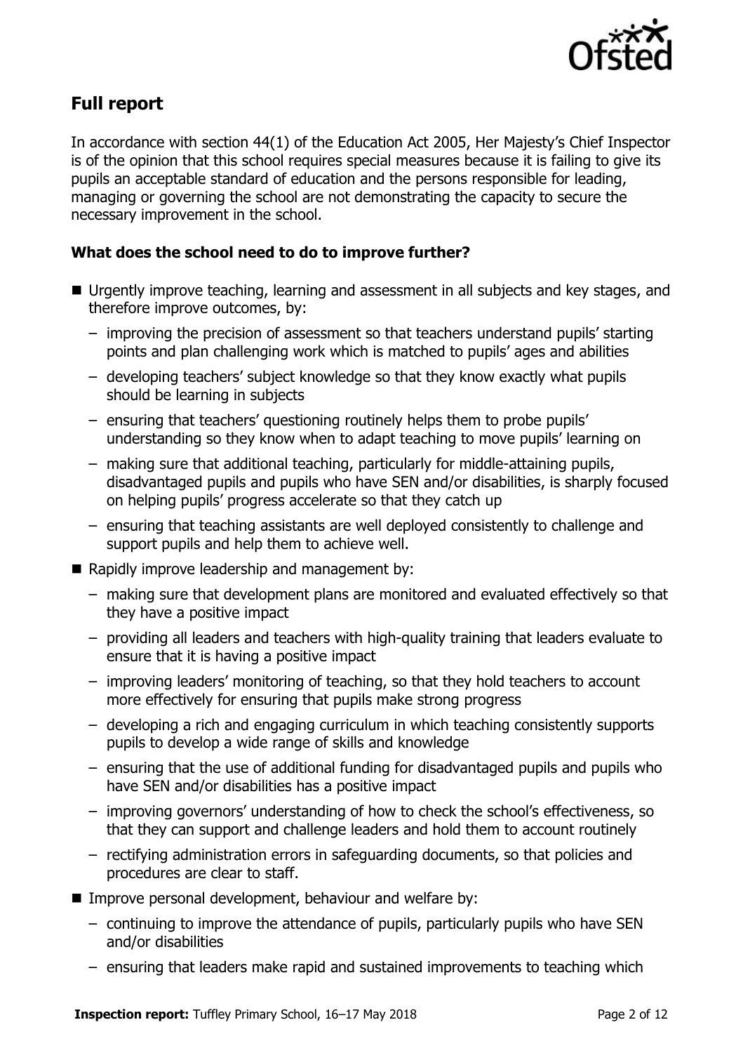## Full report

In accordance with section 44(1) of the Education Act 2005, Her Majesty's Chief Inspector is of the opinion that this school requires special measures because it is failing to give its pupils an acceptable standard of education and the persons responsible for leading, managing or governing the school are not demonstrating the capacity to secure the necessary improvement in the school.

### What does the school need to do to improve further?

- Urgently improve teaching, learning and assessment in all subjects and key stages, and therefore improve outcomes, by:
  - improving the precision of assessment so that teachers understand pupils' starting points and plan challenging work which is matched to pupils' ages and abilities
  - developing teachers' subject knowledge so that they know exactly what pupils should be learning in subjects
  - ensuring that teachers' questioning routinely helps them to probe pupils' understanding so they know when to adapt teaching to move pupils' learning on
  - making sure that additional teaching, particularly for middle-attaining pupils, disadvantaged pupils and pupils who have SEN and/or disabilities, is sharply focused on helping pupils' progress accelerate so that they catch up
  - ensuring that teaching assistants are well deployed consistently to challenge and support pupils and help them to achieve well.
- Rapidly improve leadership and management by:
  - making sure that development plans are monitored and evaluated effectively so that they have a positive impact
  - providing all leaders and teachers with high-quality training that leaders evaluate to ensure that it is having a positive impact
  - improving leaders' monitoring of teaching, so that they hold teachers to account more effectively for ensuring that pupils make strong progress
  - developing a rich and engaging curriculum in which teaching consistently supports pupils to develop a wide range of skills and knowledge
  - ensuring that the use of additional funding for disadvantaged pupils and pupils who have SEN and/or disabilities has a positive impact
  - improving governors' understanding of how to check the school's effectiveness, so that they can support and challenge leaders and hold them to account routinely
  - rectifying administration errors in safeguarding documents, so that policies and procedures are clear to staff.
- Improve personal development, behaviour and welfare by:
  - continuing to improve the attendance of pupils, particularly pupils who have SEN and/or disabilities
  - ensuring that leaders make rapid and sustained improvements to teaching which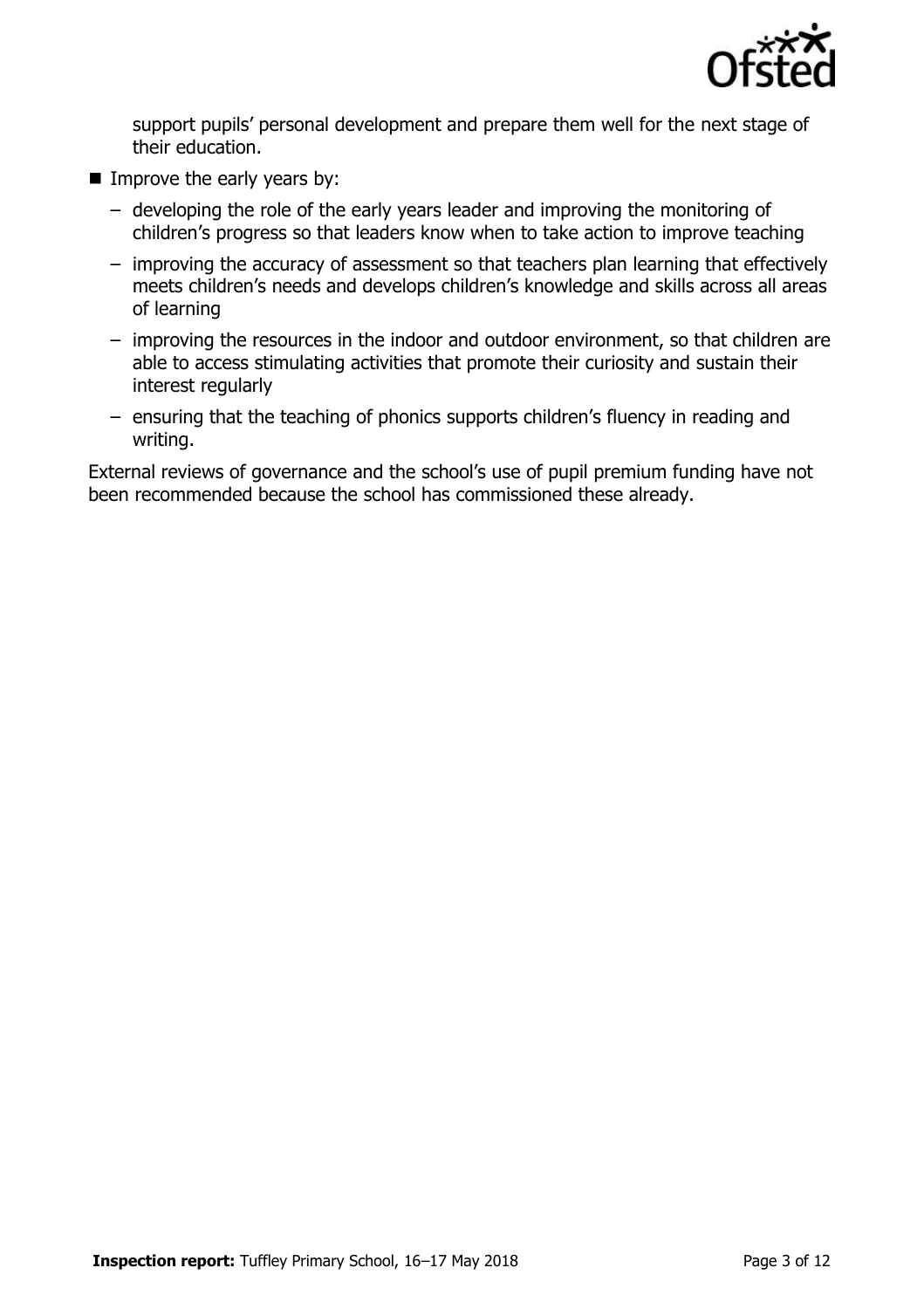support pupils' personal development and prepare them well for the next stage of their education.

- Improve the early years by:
  - developing the role of the early years leader and improving the monitoring of children's progress so that leaders know when to take action to improve teaching
  - improving the accuracy of assessment so that teachers plan learning that effectively meets children's needs and develops children's knowledge and skills across all areas of learning
  - improving the resources in the indoor and outdoor environment, so that children are able to access stimulating activities that promote their curiosity and sustain their interest regularly
  - ensuring that the teaching of phonics supports children's fluency in reading and writing.

External reviews of governance and the school's use of pupil premium funding have not been recommended because the school has commissioned these already.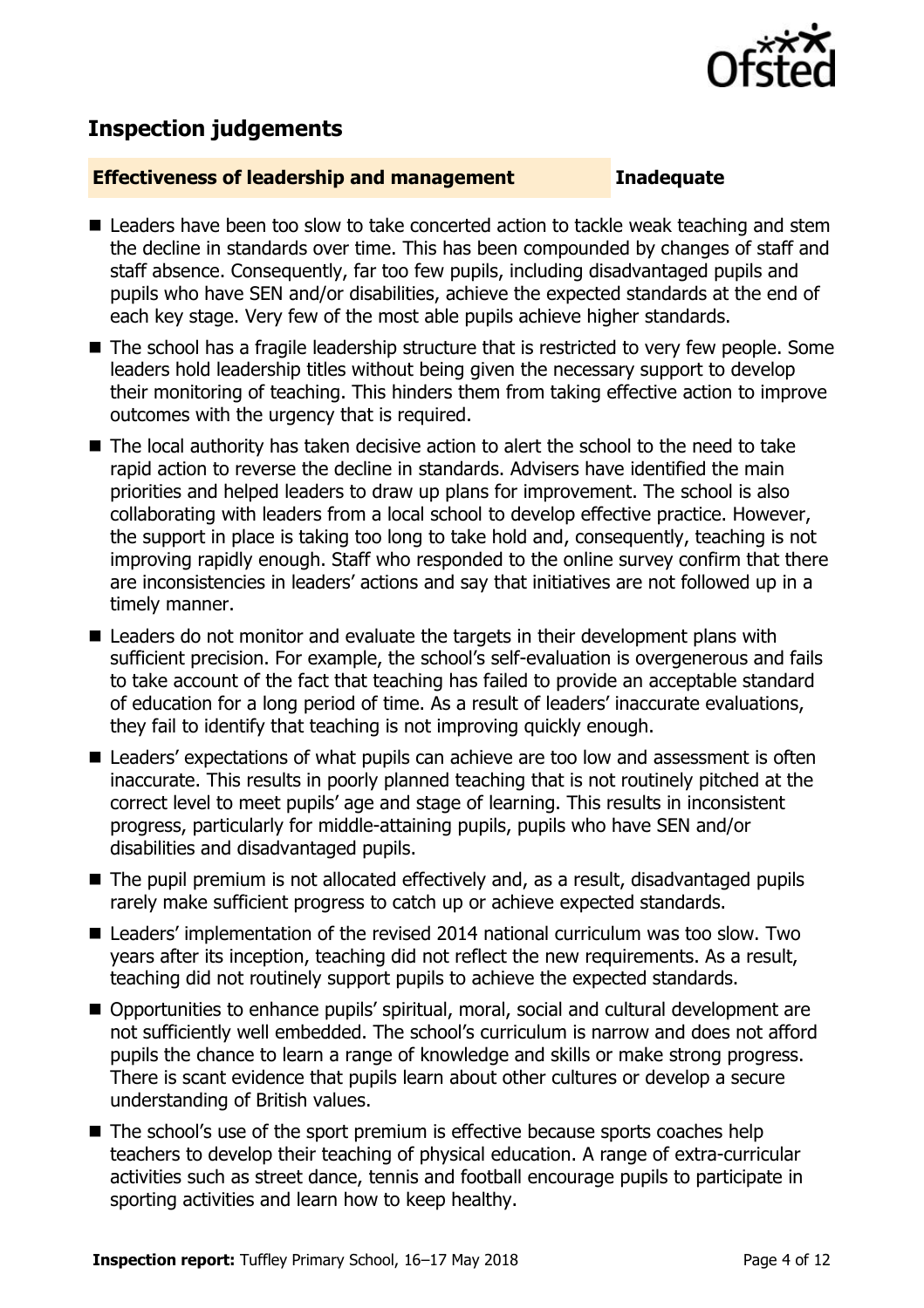## Inspection judgements

**Effectiveness of leadership and management** **Inadequate**

- Leaders have been too slow to take concerted action to tackle weak teaching and stem the decline in standards over time. This has been compounded by changes of staff and staff absence. Consequently, far too few pupils, including disadvantaged pupils and pupils who have SEN and/or disabilities, achieve the expected standards at the end of each key stage. Very few of the most able pupils achieve higher standards.
- The school has a fragile leadership structure that is restricted to very few people. Some leaders hold leadership titles without being given the necessary support to develop their monitoring of teaching. This hinders them from taking effective action to improve outcomes with the urgency that is required.
- The local authority has taken decisive action to alert the school to the need to take rapid action to reverse the decline in standards. Advisers have identified the main priorities and helped leaders to draw up plans for improvement. The school is also collaborating with leaders from a local school to develop effective practice. However, the support in place is taking too long to take hold and, consequently, teaching is not improving rapidly enough. Staff who responded to the online survey confirm that there are inconsistencies in leaders' actions and say that initiatives are not followed up in a timely manner.
- Leaders do not monitor and evaluate the targets in their development plans with sufficient precision. For example, the school's self-evaluation is overgenerous and fails to take account of the fact that teaching has failed to provide an acceptable standard of education for a long period of time. As a result of leaders' inaccurate evaluations, they fail to identify that teaching is not improving quickly enough.
- Leaders' expectations of what pupils can achieve are too low and assessment is often inaccurate. This results in poorly planned teaching that is not routinely pitched at the correct level to meet pupils' age and stage of learning. This results in inconsistent progress, particularly for middle-attaining pupils, pupils who have SEN and/or disabilities and disadvantaged pupils.
- The pupil premium is not allocated effectively and, as a result, disadvantaged pupils rarely make sufficient progress to catch up or achieve expected standards.
- Leaders' implementation of the revised 2014 national curriculum was too slow. Two years after its inception, teaching did not reflect the new requirements. As a result, teaching did not routinely support pupils to achieve the expected standards.
- Opportunities to enhance pupils' spiritual, moral, social and cultural development are not sufficiently well embedded. The school's curriculum is narrow and does not afford pupils the chance to learn a range of knowledge and skills or make strong progress. There is scant evidence that pupils learn about other cultures or develop a secure understanding of British values.
- The school's use of the sport premium is effective because sports coaches help teachers to develop their teaching of physical education. A range of extra-curricular activities such as street dance, tennis and football encourage pupils to participate in sporting activities and learn how to keep healthy.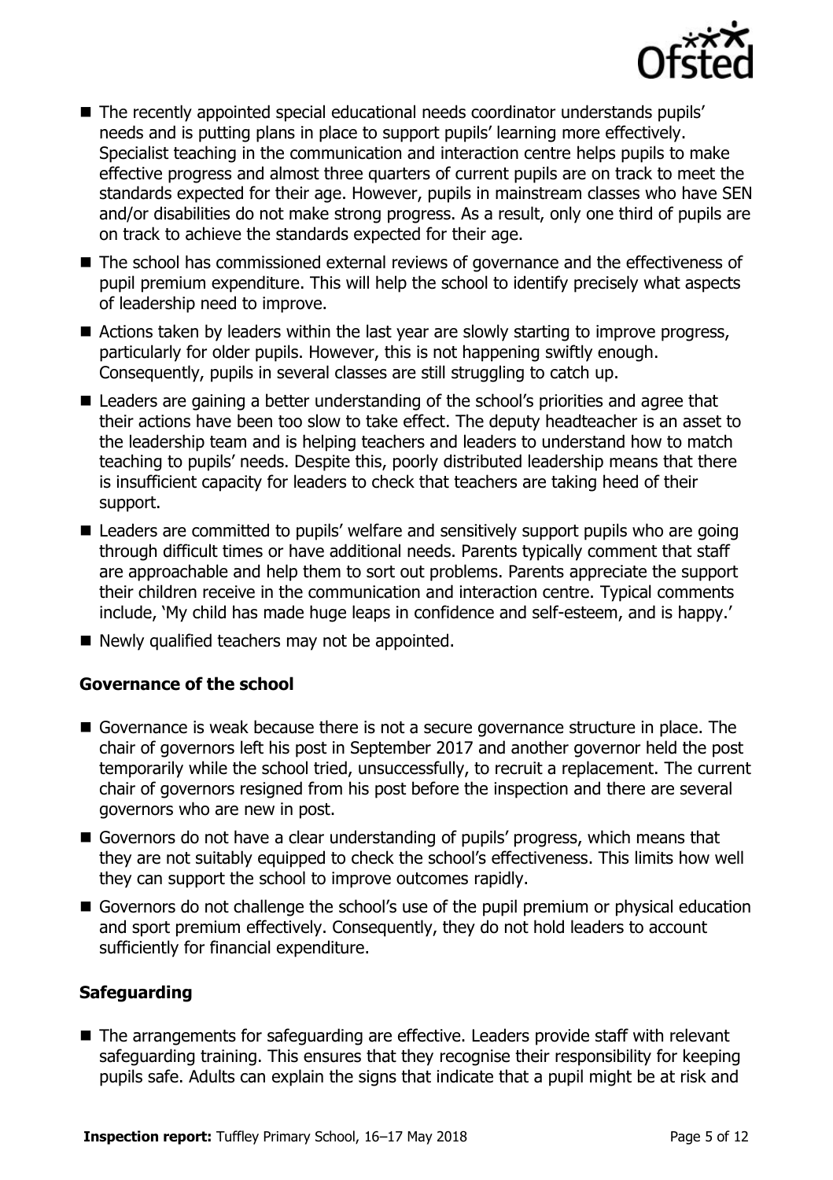- The recently appointed special educational needs coordinator understands pupils' needs and is putting plans in place to support pupils' learning more effectively. Specialist teaching in the communication and interaction centre helps pupils to make effective progress and almost three quarters of current pupils are on track to meet the standards expected for their age. However, pupils in mainstream classes who have SEN and/or disabilities do not make strong progress. As a result, only one third of pupils are on track to achieve the standards expected for their age.
- The school has commissioned external reviews of governance and the effectiveness of pupil premium expenditure. This will help the school to identify precisely what aspects of leadership need to improve.
- Actions taken by leaders within the last year are slowly starting to improve progress, particularly for older pupils. However, this is not happening swiftly enough. Consequently, pupils in several classes are still struggling to catch up.
- Leaders are gaining a better understanding of the school's priorities and agree that their actions have been too slow to take effect. The deputy headteacher is an asset to the leadership team and is helping teachers and leaders to understand how to match teaching to pupils' needs. Despite this, poorly distributed leadership means that there is insufficient capacity for leaders to check that teachers are taking heed of their support.
- Leaders are committed to pupils' welfare and sensitively support pupils who are going through difficult times or have additional needs. Parents typically comment that staff are approachable and help them to sort out problems. Parents appreciate the support their children receive in the communication and interaction centre. Typical comments include, 'My child has made huge leaps in confidence and self-esteem, and is happy.'
- Newly qualified teachers may not be appointed.

### Governance of the school

- Governance is weak because there is not a secure governance structure in place. The chair of governors left his post in September 2017 and another governor held the post temporarily while the school tried, unsuccessfully, to recruit a replacement. The current chair of governors resigned from his post before the inspection and there are several governors who are new in post.
- Governors do not have a clear understanding of pupils' progress, which means that they are not suitably equipped to check the school's effectiveness. This limits how well they can support the school to improve outcomes rapidly.
- Governors do not challenge the school's use of the pupil premium or physical education and sport premium effectively. Consequently, they do not hold leaders to account sufficiently for financial expenditure.

### Safeguarding

- The arrangements for safeguarding are effective. Leaders provide staff with relevant safeguarding training. This ensures that they recognise their responsibility for keeping pupils safe. Adults can explain the signs that indicate that a pupil might be at risk and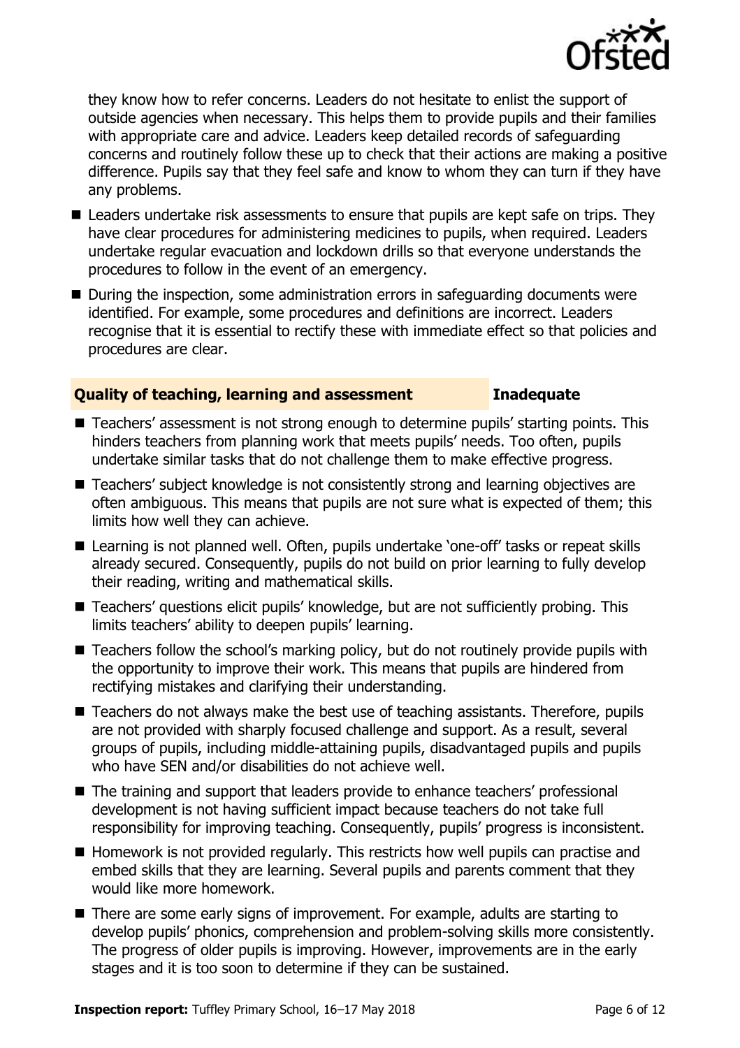they know how to refer concerns. Leaders do not hesitate to enlist the support of outside agencies when necessary. This helps them to provide pupils and their families with appropriate care and advice. Leaders keep detailed records of safeguarding concerns and routinely follow these up to check that their actions are making a positive difference. Pupils say that they feel safe and know to whom they can turn if they have any problems.

- Leaders undertake risk assessments to ensure that pupils are kept safe on trips. They have clear procedures for administering medicines to pupils, when required. Leaders undertake regular evacuation and lockdown drills so that everyone understands the procedures to follow in the event of an emergency.
- During the inspection, some administration errors in safeguarding documents were identified. For example, some procedures and definitions are incorrect. Leaders recognise that it is essential to rectify these with immediate effect so that policies and procedures are clear.

## Quality of teaching, learning and assessment — Inadequate

- Teachers' assessment is not strong enough to determine pupils' starting points. This hinders teachers from planning work that meets pupils' needs. Too often, pupils undertake similar tasks that do not challenge them to make effective progress.
- Teachers' subject knowledge is not consistently strong and learning objectives are often ambiguous. This means that pupils are not sure what is expected of them; this limits how well they can achieve.
- Learning is not planned well. Often, pupils undertake 'one-off' tasks or repeat skills already secured. Consequently, pupils do not build on prior learning to fully develop their reading, writing and mathematical skills.
- Teachers' questions elicit pupils' knowledge, but are not sufficiently probing. This limits teachers' ability to deepen pupils' learning.
- Teachers follow the school's marking policy, but do not routinely provide pupils with the opportunity to improve their work. This means that pupils are hindered from rectifying mistakes and clarifying their understanding.
- Teachers do not always make the best use of teaching assistants. Therefore, pupils are not provided with sharply focused challenge and support. As a result, several groups of pupils, including middle-attaining pupils, disadvantaged pupils and pupils who have SEN and/or disabilities do not achieve well.
- The training and support that leaders provide to enhance teachers' professional development is not having sufficient impact because teachers do not take full responsibility for improving teaching. Consequently, pupils' progress is inconsistent.
- Homework is not provided regularly. This restricts how well pupils can practise and embed skills that they are learning. Several pupils and parents comment that they would like more homework.
- There are some early signs of improvement. For example, adults are starting to develop pupils' phonics, comprehension and problem-solving skills more consistently. The progress of older pupils is improving. However, improvements are in the early stages and it is too soon to determine if they can be sustained.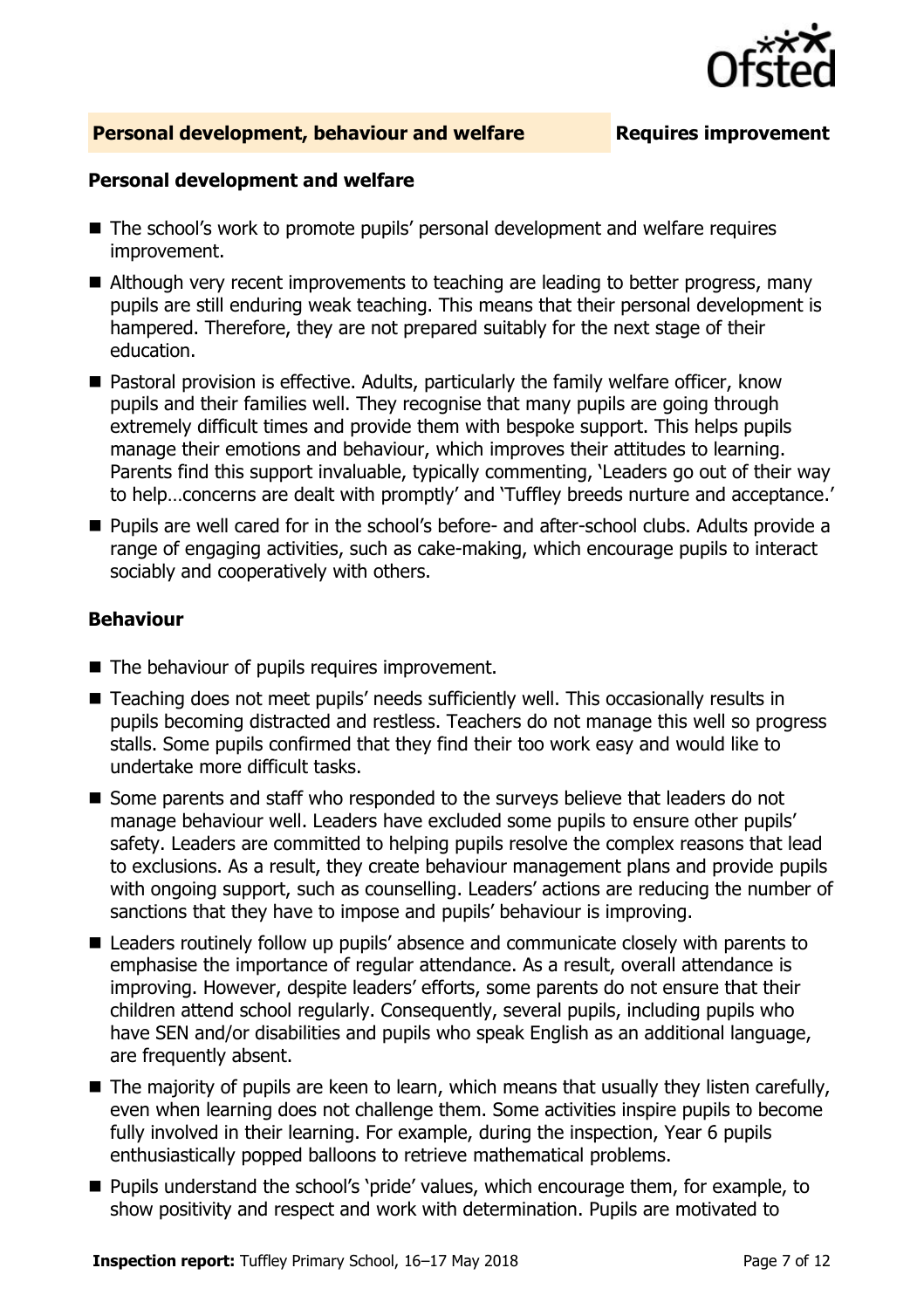## Personal development, behaviour and welfare — Requires improvement

### Personal development and welfare

- The school's work to promote pupils' personal development and welfare requires improvement.
- Although very recent improvements to teaching are leading to better progress, many pupils are still enduring weak teaching. This means that their personal development is hampered. Therefore, they are not prepared suitably for the next stage of their education.
- Pastoral provision is effective. Adults, particularly the family welfare officer, know pupils and their families well. They recognise that many pupils are going through extremely difficult times and provide them with bespoke support. This helps pupils manage their emotions and behaviour, which improves their attitudes to learning. Parents find this support invaluable, typically commenting, 'Leaders go out of their way to help…concerns are dealt with promptly' and 'Tuffley breeds nurture and acceptance.'
- Pupils are well cared for in the school's before- and after-school clubs. Adults provide a range of engaging activities, such as cake-making, which encourage pupils to interact sociably and cooperatively with others.

### Behaviour

- The behaviour of pupils requires improvement.
- Teaching does not meet pupils' needs sufficiently well. This occasionally results in pupils becoming distracted and restless. Teachers do not manage this well so progress stalls. Some pupils confirmed that they find their too work easy and would like to undertake more difficult tasks.
- Some parents and staff who responded to the surveys believe that leaders do not manage behaviour well. Leaders have excluded some pupils to ensure other pupils' safety. Leaders are committed to helping pupils resolve the complex reasons that lead to exclusions. As a result, they create behaviour management plans and provide pupils with ongoing support, such as counselling. Leaders' actions are reducing the number of sanctions that they have to impose and pupils' behaviour is improving.
- Leaders routinely follow up pupils' absence and communicate closely with parents to emphasise the importance of regular attendance. As a result, overall attendance is improving. However, despite leaders' efforts, some parents do not ensure that their children attend school regularly. Consequently, several pupils, including pupils who have SEN and/or disabilities and pupils who speak English as an additional language, are frequently absent.
- The majority of pupils are keen to learn, which means that usually they listen carefully, even when learning does not challenge them. Some activities inspire pupils to become fully involved in their learning. For example, during the inspection, Year 6 pupils enthusiastically popped balloons to retrieve mathematical problems.
- Pupils understand the school's 'pride' values, which encourage them, for example, to show positivity and respect and work with determination. Pupils are motivated to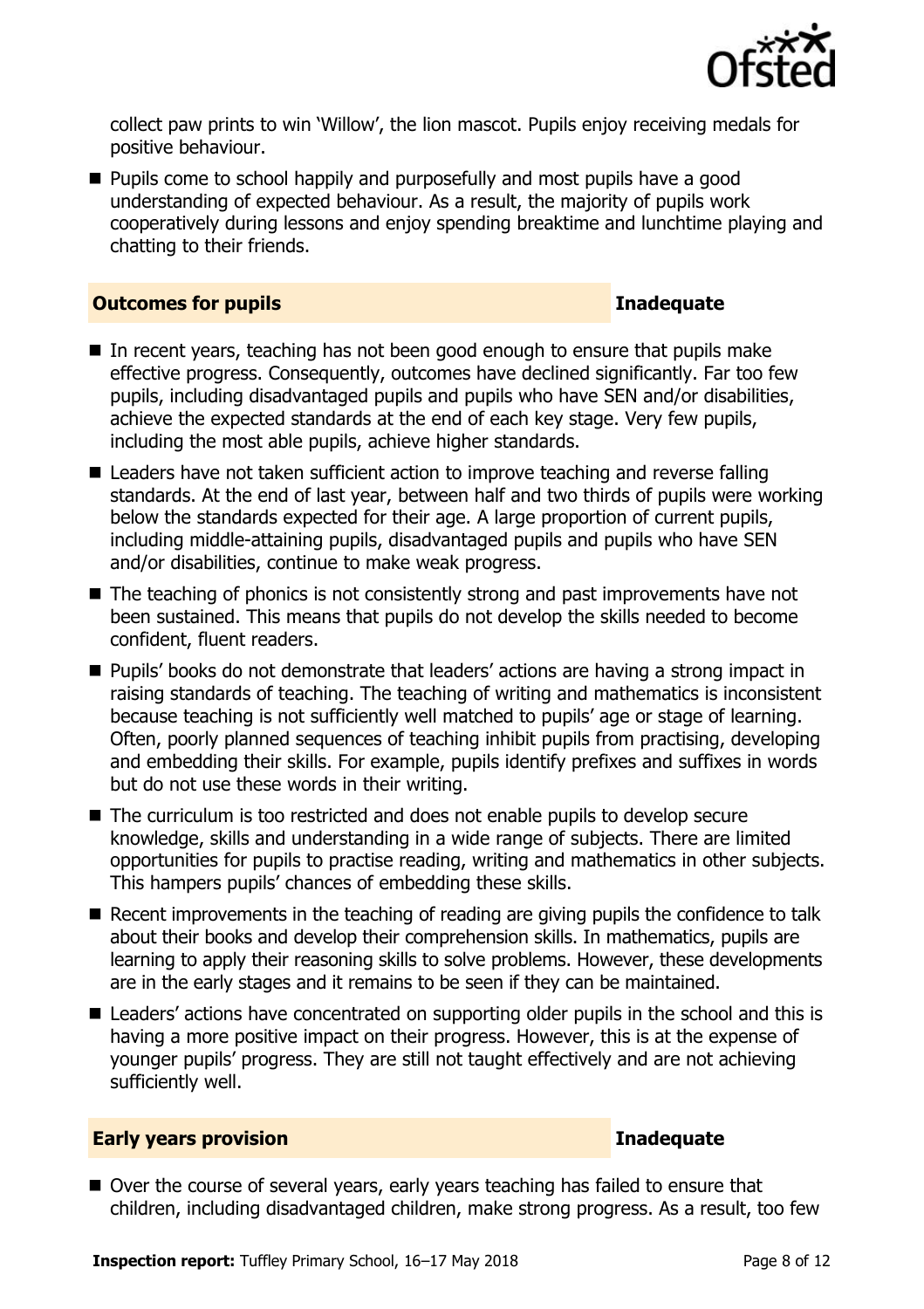collect paw prints to win 'Willow', the lion mascot. Pupils enjoy receiving medals for positive behaviour.

- Pupils come to school happily and purposefully and most pupils have a good understanding of expected behaviour. As a result, the majority of pupils work cooperatively during lessons and enjoy spending breaktime and lunchtime playing and chatting to their friends.

## Outcomes for pupils — Inadequate

- In recent years, teaching has not been good enough to ensure that pupils make effective progress. Consequently, outcomes have declined significantly. Far too few pupils, including disadvantaged pupils and pupils who have SEN and/or disabilities, achieve the expected standards at the end of each key stage. Very few pupils, including the most able pupils, achieve higher standards.
- Leaders have not taken sufficient action to improve teaching and reverse falling standards. At the end of last year, between half and two thirds of pupils were working below the standards expected for their age. A large proportion of current pupils, including middle-attaining pupils, disadvantaged pupils and pupils who have SEN and/or disabilities, continue to make weak progress.
- The teaching of phonics is not consistently strong and past improvements have not been sustained. This means that pupils do not develop the skills needed to become confident, fluent readers.
- Pupils' books do not demonstrate that leaders' actions are having a strong impact in raising standards of teaching. The teaching of writing and mathematics is inconsistent because teaching is not sufficiently well matched to pupils' age or stage of learning. Often, poorly planned sequences of teaching inhibit pupils from practising, developing and embedding their skills. For example, pupils identify prefixes and suffixes in words but do not use these words in their writing.
- The curriculum is too restricted and does not enable pupils to develop secure knowledge, skills and understanding in a wide range of subjects. There are limited opportunities for pupils to practise reading, writing and mathematics in other subjects. This hampers pupils' chances of embedding these skills.
- Recent improvements in the teaching of reading are giving pupils the confidence to talk about their books and develop their comprehension skills. In mathematics, pupils are learning to apply their reasoning skills to solve problems. However, these developments are in the early stages and it remains to be seen if they can be maintained.
- Leaders' actions have concentrated on supporting older pupils in the school and this is having a more positive impact on their progress. However, this is at the expense of younger pupils' progress. They are still not taught effectively and are not achieving sufficiently well.

## Early years provision — Inadequate

- Over the course of several years, early years teaching has failed to ensure that children, including disadvantaged children, make strong progress. As a result, too few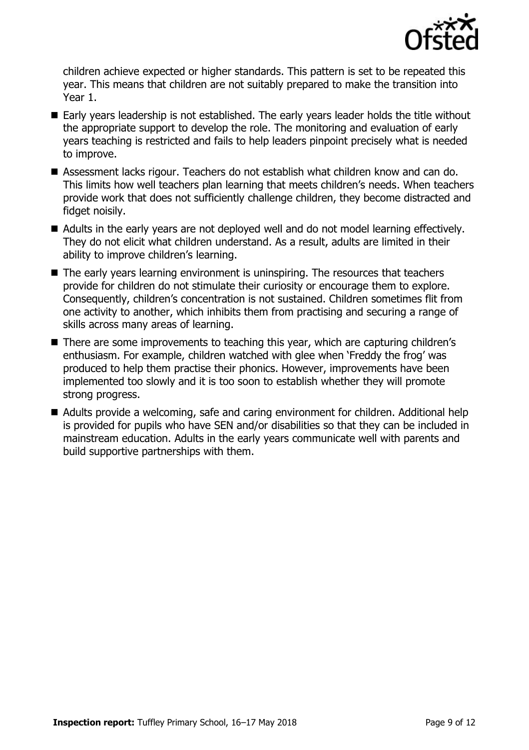children achieve expected or higher standards. This pattern is set to be repeated this year. This means that children are not suitably prepared to make the transition into Year 1.

- Early years leadership is not established. The early years leader holds the title without the appropriate support to develop the role. The monitoring and evaluation of early years teaching is restricted and fails to help leaders pinpoint precisely what is needed to improve.
- Assessment lacks rigour. Teachers do not establish what children know and can do. This limits how well teachers plan learning that meets children's needs. When teachers provide work that does not sufficiently challenge children, they become distracted and fidget noisily.
- Adults in the early years are not deployed well and do not model learning effectively. They do not elicit what children understand. As a result, adults are limited in their ability to improve children's learning.
- The early years learning environment is uninspiring. The resources that teachers provide for children do not stimulate their curiosity or encourage them to explore. Consequently, children's concentration is not sustained. Children sometimes flit from one activity to another, which inhibits them from practising and securing a range of skills across many areas of learning.
- There are some improvements to teaching this year, which are capturing children's enthusiasm. For example, children watched with glee when 'Freddy the frog' was produced to help them practise their phonics. However, improvements have been implemented too slowly and it is too soon to establish whether they will promote strong progress.
- Adults provide a welcoming, safe and caring environment for children. Additional help is provided for pupils who have SEN and/or disabilities so that they can be included in mainstream education. Adults in the early years communicate well with parents and build supportive partnerships with them.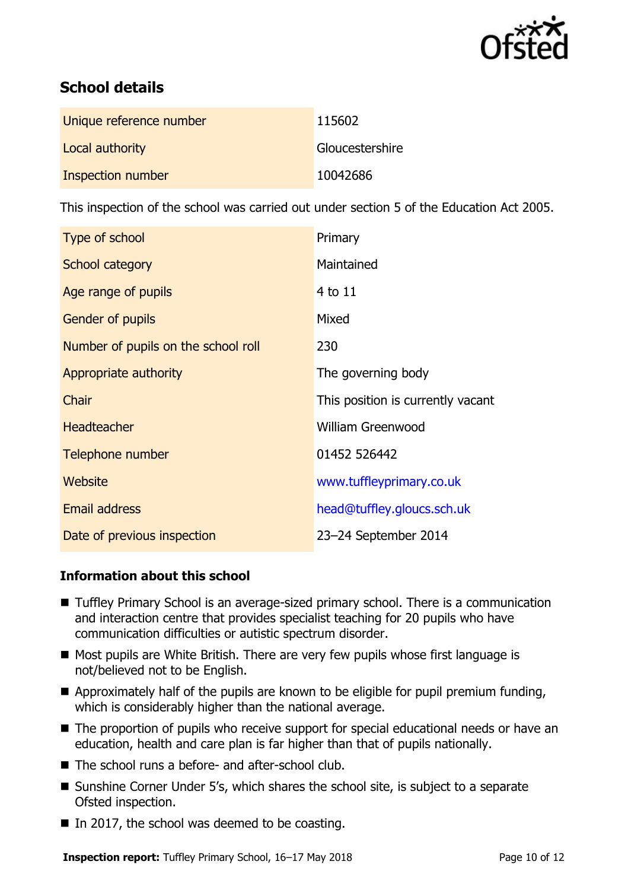## School details

| | |
|---|---|
| Unique reference number | 115602 |
| Local authority | Gloucestershire |
| Inspection number | 10042686 |

This inspection of the school was carried out under section 5 of the Education Act 2005.

| | |
|---|---|
| Type of school | Primary |
| School category | Maintained |
| Age range of pupils | 4 to 11 |
| Gender of pupils | Mixed |
| Number of pupils on the school roll | 230 |
| Appropriate authority | The governing body |
| Chair | This position is currently vacant |
| Headteacher | William Greenwood |
| Telephone number | 01452 526442 |
| Website | www.tuffleyprimary.co.uk |
| Email address | head@tuffley.gloucs.sch.uk |
| Date of previous inspection | 23–24 September 2014 |

### Information about this school

- Tuffley Primary School is an average-sized primary school. There is a communication and interaction centre that provides specialist teaching for 20 pupils who have communication difficulties or autistic spectrum disorder.
- Most pupils are White British. There are very few pupils whose first language is not/believed not to be English.
- Approximately half of the pupils are known to be eligible for pupil premium funding, which is considerably higher than the national average.
- The proportion of pupils who receive support for special educational needs or have an education, health and care plan is far higher than that of pupils nationally.
- The school runs a before- and after-school club.
- Sunshine Corner Under 5's, which shares the school site, is subject to a separate Ofsted inspection.
- In 2017, the school was deemed to be coasting.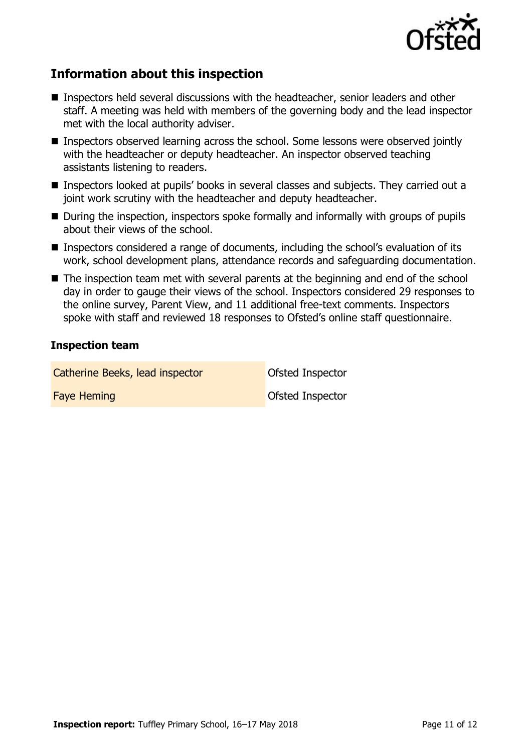## Information about this inspection

- Inspectors held several discussions with the headteacher, senior leaders and other staff. A meeting was held with members of the governing body and the lead inspector met with the local authority adviser.
- Inspectors observed learning across the school. Some lessons were observed jointly with the headteacher or deputy headteacher. An inspector observed teaching assistants listening to readers.
- Inspectors looked at pupils' books in several classes and subjects. They carried out a joint work scrutiny with the headteacher and deputy headteacher.
- During the inspection, inspectors spoke formally and informally with groups of pupils about their views of the school.
- Inspectors considered a range of documents, including the school's evaluation of its work, school development plans, attendance records and safeguarding documentation.
- The inspection team met with several parents at the beginning and end of the school day in order to gauge their views of the school. Inspectors considered 29 responses to the online survey, Parent View, and 11 additional free-text comments. Inspectors spoke with staff and reviewed 18 responses to Ofsted's online staff questionnaire.

### Inspection team

| | |
|---|---|
| Catherine Beeks, lead inspector | Ofsted Inspector |
| Faye Heming | Ofsted Inspector |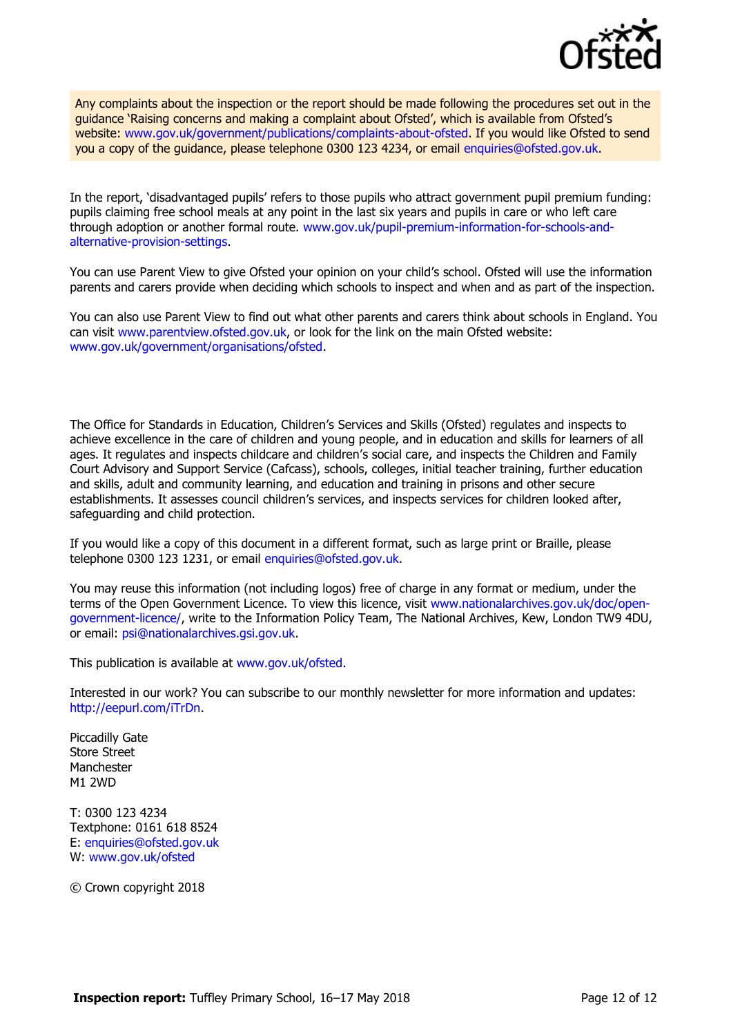Any complaints about the inspection or the report should be made following the procedures set out in the guidance 'Raising concerns and making a complaint about Ofsted', which is available from Ofsted's website: www.gov.uk/government/publications/complaints-about-ofsted. If you would like Ofsted to send you a copy of the guidance, please telephone 0300 123 4234, or email enquiries@ofsted.gov.uk.

In the report, 'disadvantaged pupils' refers to those pupils who attract government pupil premium funding: pupils claiming free school meals at any point in the last six years and pupils in care or who left care through adoption or another formal route. www.gov.uk/pupil-premium-information-for-schools-and-alternative-provision-settings.

You can use Parent View to give Ofsted your opinion on your child's school. Ofsted will use the information parents and carers provide when deciding which schools to inspect and when and as part of the inspection.

You can also use Parent View to find out what other parents and carers think about schools in England. You can visit www.parentview.ofsted.gov.uk, or look for the link on the main Ofsted website: www.gov.uk/government/organisations/ofsted.

The Office for Standards in Education, Children's Services and Skills (Ofsted) regulates and inspects to achieve excellence in the care of children and young people, and in education and skills for learners of all ages. It regulates and inspects childcare and children's social care, and inspects the Children and Family Court Advisory and Support Service (Cafcass), schools, colleges, initial teacher training, further education and skills, adult and community learning, and education and training in prisons and other secure establishments. It assesses council children's services, and inspects services for children looked after, safeguarding and child protection.

If you would like a copy of this document in a different format, such as large print or Braille, please telephone 0300 123 1231, or email enquiries@ofsted.gov.uk.

You may reuse this information (not including logos) free of charge in any format or medium, under the terms of the Open Government Licence. To view this licence, visit www.nationalarchives.gov.uk/doc/open-government-licence/, write to the Information Policy Team, The National Archives, Kew, London TW9 4DU, or email: psi@nationalarchives.gsi.gov.uk.

This publication is available at www.gov.uk/ofsted.

Interested in our work? You can subscribe to our monthly newsletter for more information and updates: http://eepurl.com/iTrDn.

Piccadilly Gate
Store Street
Manchester
M1 2WD

T: 0300 123 4234
Textphone: 0161 618 8524
E: enquiries@ofsted.gov.uk
W: www.gov.uk/ofsted

© Crown copyright 2018